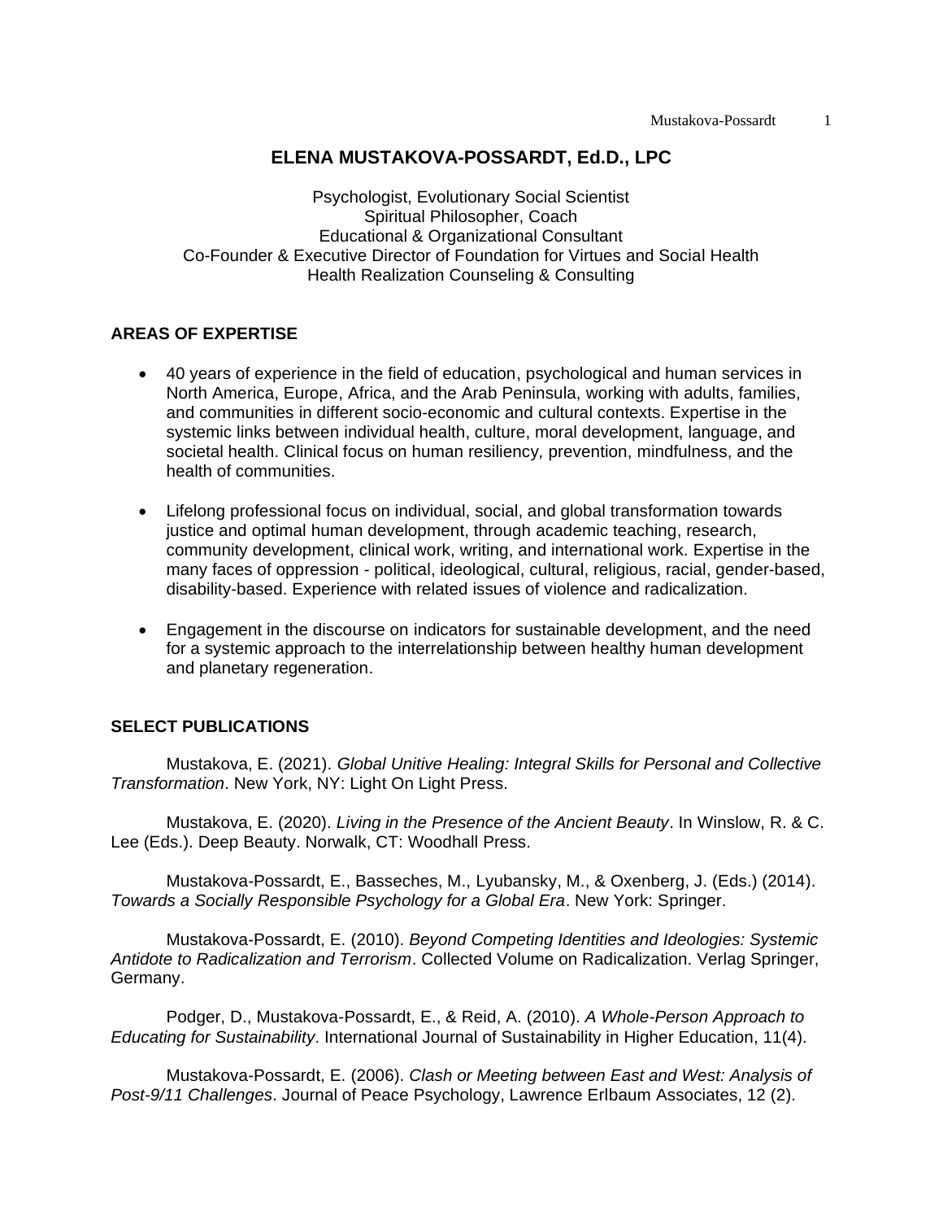# ELENA MUSTAKOVA-POSSARDT, Ed.D., LPC

Psychologist, Evolutionary Social Scientist
Spiritual Philosopher, Coach
Educational & Organizational Consultant
Co-Founder & Executive Director of Foundation for Virtues and Social Health
Health Realization Counseling & Consulting

## AREAS OF EXPERTISE

- 40 years of experience in the field of education, psychological and human services in North America, Europe, Africa, and the Arab Peninsula, working with adults, families, and communities in different socio-economic and cultural contexts. Expertise in the systemic links between individual health, culture, moral development, language, and societal health. Clinical focus on human resiliency, prevention, mindfulness, and the health of communities.

- Lifelong professional focus on individual, social, and global transformation towards justice and optimal human development, through academic teaching, research, community development, clinical work, writing, and international work. Expertise in the many faces of oppression - political, ideological, cultural, religious, racial, gender-based, disability-based. Experience with related issues of violence and radicalization.

- Engagement in the discourse on indicators for sustainable development, and the need for a systemic approach to the interrelationship between healthy human development and planetary regeneration.

## SELECT PUBLICATIONS

Mustakova, E. (2021). *Global Unitive Healing: Integral Skills for Personal and Collective Transformation*. New York, NY: Light On Light Press.

Mustakova, E. (2020). *Living in the Presence of the Ancient Beauty*. In Winslow, R. & C. Lee (Eds.). Deep Beauty. Norwalk, CT: Woodhall Press.

Mustakova-Possardt, E., Basseches, M., Lyubansky, M., & Oxenberg, J. (Eds.) (2014). *Towards a Socially Responsible Psychology for a Global Era*. New York: Springer.

Mustakova-Possardt, E. (2010). *Beyond Competing Identities and Ideologies: Systemic Antidote to Radicalization and Terrorism*. Collected Volume on Radicalization. Verlag Springer, Germany.

Podger, D., Mustakova-Possardt, E., & Reid, A. (2010). *A Whole-Person Approach to Educating for Sustainability*. International Journal of Sustainability in Higher Education, 11(4).

Mustakova-Possardt, E. (2006). *Clash or Meeting between East and West: Analysis of Post-9/11 Challenges*. Journal of Peace Psychology, Lawrence Erlbaum Associates, 12 (2).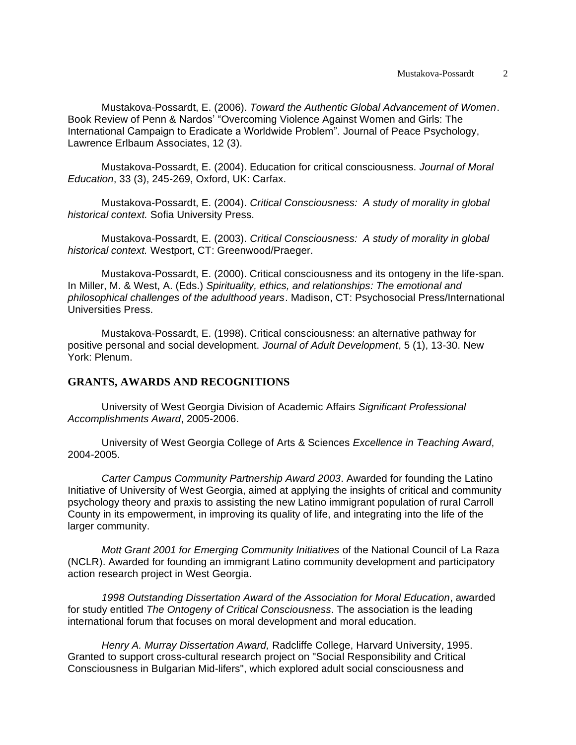Mustakova-Possardt, E. (2006). *Toward the Authentic Global Advancement of Women*. Book Review of Penn & Nardos' "Overcoming Violence Against Women and Girls: The International Campaign to Eradicate a Worldwide Problem". Journal of Peace Psychology, Lawrence Erlbaum Associates, 12 (3).

Mustakova-Possardt, E. (2004). Education for critical consciousness. *Journal of Moral Education*, 33 (3), 245-269, Oxford, UK: Carfax.

Mustakova-Possardt, E. (2004). *Critical Consciousness: A study of morality in global historical context.* Sofia University Press.

Mustakova-Possardt, E. (2003). *Critical Consciousness: A study of morality in global historical context.* Westport, CT: Greenwood/Praeger.

Mustakova-Possardt, E. (2000). Critical consciousness and its ontogeny in the life-span. In Miller, M. & West, A. (Eds.) *Spirituality, ethics, and relationships: The emotional and philosophical challenges of the adulthood years*. Madison, CT: Psychosocial Press/International Universities Press.

Mustakova-Possardt, E. (1998). Critical consciousness: an alternative pathway for positive personal and social development. *Journal of Adult Development*, 5 (1), 13-30. New York: Plenum.

## GRANTS, AWARDS AND RECOGNITIONS

University of West Georgia Division of Academic Affairs *Significant Professional Accomplishments Award*, 2005-2006.

University of West Georgia College of Arts & Sciences *Excellence in Teaching Award*, 2004-2005.

*Carter Campus Community Partnership Award 2003*. Awarded for founding the Latino Initiative of University of West Georgia, aimed at applying the insights of critical and community psychology theory and praxis to assisting the new Latino immigrant population of rural Carroll County in its empowerment, in improving its quality of life, and integrating into the life of the larger community.

*Mott Grant 2001 for Emerging Community Initiatives* of the National Council of La Raza (NCLR). Awarded for founding an immigrant Latino community development and participatory action research project in West Georgia.

*1998 Outstanding Dissertation Award of the Association for Moral Education*, awarded for study entitled *The Ontogeny of Critical Consciousness*. The association is the leading international forum that focuses on moral development and moral education.

*Henry A. Murray Dissertation Award,* Radcliffe College, Harvard University, 1995. Granted to support cross-cultural research project on "Social Responsibility and Critical Consciousness in Bulgarian Mid-lifers", which explored adult social consciousness and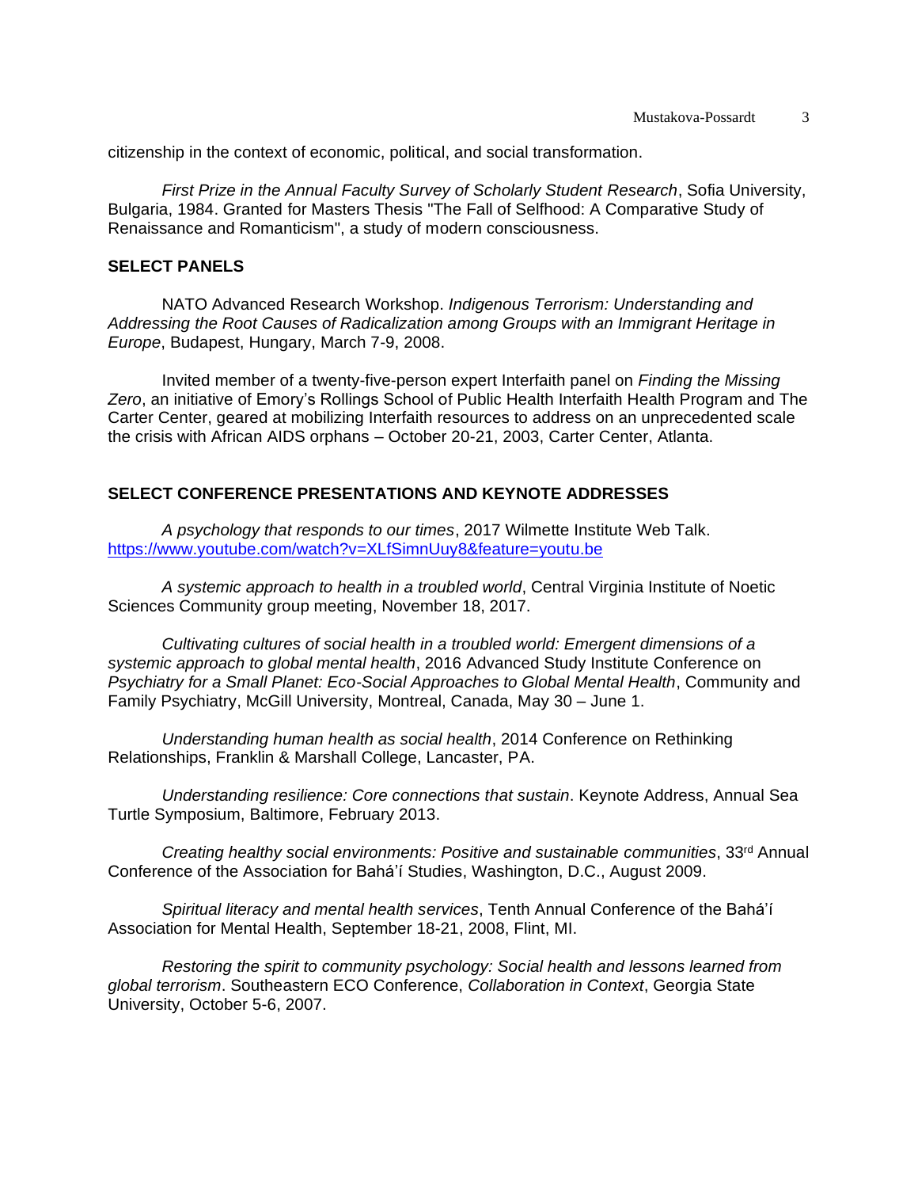citizenship in the context of economic, political, and social transformation.

*First Prize in the Annual Faculty Survey of Scholarly Student Research*, Sofia University, Bulgaria, 1984. Granted for Masters Thesis "The Fall of Selfhood: A Comparative Study of Renaissance and Romanticism", a study of modern consciousness.

## SELECT PANELS

NATO Advanced Research Workshop. *Indigenous Terrorism: Understanding and Addressing the Root Causes of Radicalization among Groups with an Immigrant Heritage in Europe*, Budapest, Hungary, March 7-9, 2008.

Invited member of a twenty-five-person expert Interfaith panel on *Finding the Missing Zero*, an initiative of Emory's Rollings School of Public Health Interfaith Health Program and The Carter Center, geared at mobilizing Interfaith resources to address on an unprecedented scale the crisis with African AIDS orphans – October 20-21, 2003, Carter Center, Atlanta.

## SELECT CONFERENCE PRESENTATIONS AND KEYNOTE ADDRESSES

*A psychology that responds to our times*, 2017 Wilmette Institute Web Talk. https://www.youtube.com/watch?v=XLfSimnUuy8&feature=youtu.be

*A systemic approach to health in a troubled world*, Central Virginia Institute of Noetic Sciences Community group meeting, November 18, 2017.

*Cultivating cultures of social health in a troubled world: Emergent dimensions of a systemic approach to global mental health*, 2016 Advanced Study Institute Conference on *Psychiatry for a Small Planet: Eco-Social Approaches to Global Mental Health*, Community and Family Psychiatry, McGill University, Montreal, Canada, May 30 – June 1.

*Understanding human health as social health*, 2014 Conference on Rethinking Relationships, Franklin & Marshall College, Lancaster, PA.

*Understanding resilience: Core connections that sustain*. Keynote Address, Annual Sea Turtle Symposium, Baltimore, February 2013.

*Creating healthy social environments: Positive and sustainable communities*, 33rd Annual Conference of the Association for Bahá'í Studies, Washington, D.C., August 2009.

*Spiritual literacy and mental health services*, Tenth Annual Conference of the Bahá'í Association for Mental Health, September 18-21, 2008, Flint, MI.

*Restoring the spirit to community psychology: Social health and lessons learned from global terrorism*. Southeastern ECO Conference, *Collaboration in Context*, Georgia State University, October 5-6, 2007.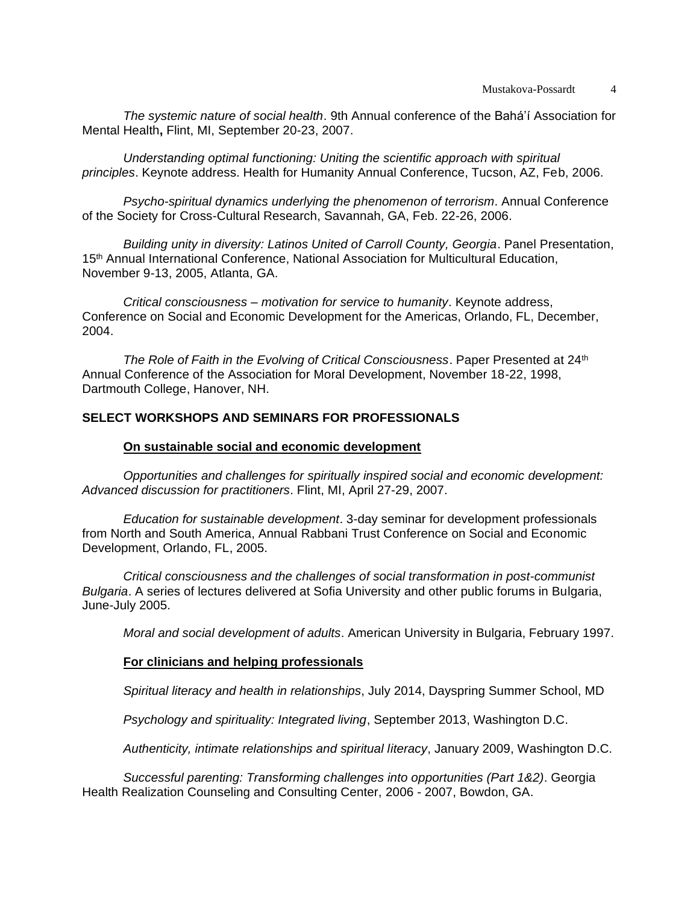*The systemic nature of social health*. 9th Annual conference of the Bahá'í Association for Mental Health**,** Flint, MI, September 20-23, 2007.

*Understanding optimal functioning: Uniting the scientific approach with spiritual principles*. Keynote address. Health for Humanity Annual Conference, Tucson, AZ, Feb, 2006.

*Psycho-spiritual dynamics underlying the phenomenon of terrorism*. Annual Conference of the Society for Cross-Cultural Research, Savannah, GA, Feb. 22-26, 2006.

*Building unity in diversity: Latinos United of Carroll County, Georgia*. Panel Presentation, 15th Annual International Conference, National Association for Multicultural Education, November 9-13, 2005, Atlanta, GA.

*Critical consciousness – motivation for service to humanity*. Keynote address, Conference on Social and Economic Development for the Americas, Orlando, FL, December, 2004.

*The Role of Faith in the Evolving of Critical Consciousness*. Paper Presented at 24th Annual Conference of the Association for Moral Development, November 18-22, 1998, Dartmouth College, Hanover, NH.

## SELECT WORKSHOPS AND SEMINARS FOR PROFESSIONALS

### On sustainable social and economic development

*Opportunities and challenges for spiritually inspired social and economic development: Advanced discussion for practitioners*. Flint, MI, April 27-29, 2007.

*Education for sustainable development*. 3-day seminar for development professionals from North and South America, Annual Rabbani Trust Conference on Social and Economic Development, Orlando, FL, 2005.

*Critical consciousness and the challenges of social transformation in post-communist Bulgaria*. A series of lectures delivered at Sofia University and other public forums in Bulgaria, June-July 2005.

*Moral and social development of adults*. American University in Bulgaria, February 1997.

### For clinicians and helping professionals

*Spiritual literacy and health in relationships*, July 2014, Dayspring Summer School, MD

*Psychology and spirituality: Integrated living*, September 2013, Washington D.C.

*Authenticity, intimate relationships and spiritual literacy*, January 2009, Washington D.C.

*Successful parenting: Transforming challenges into opportunities (Part 1&2)*. Georgia Health Realization Counseling and Consulting Center, 2006 - 2007, Bowdon, GA.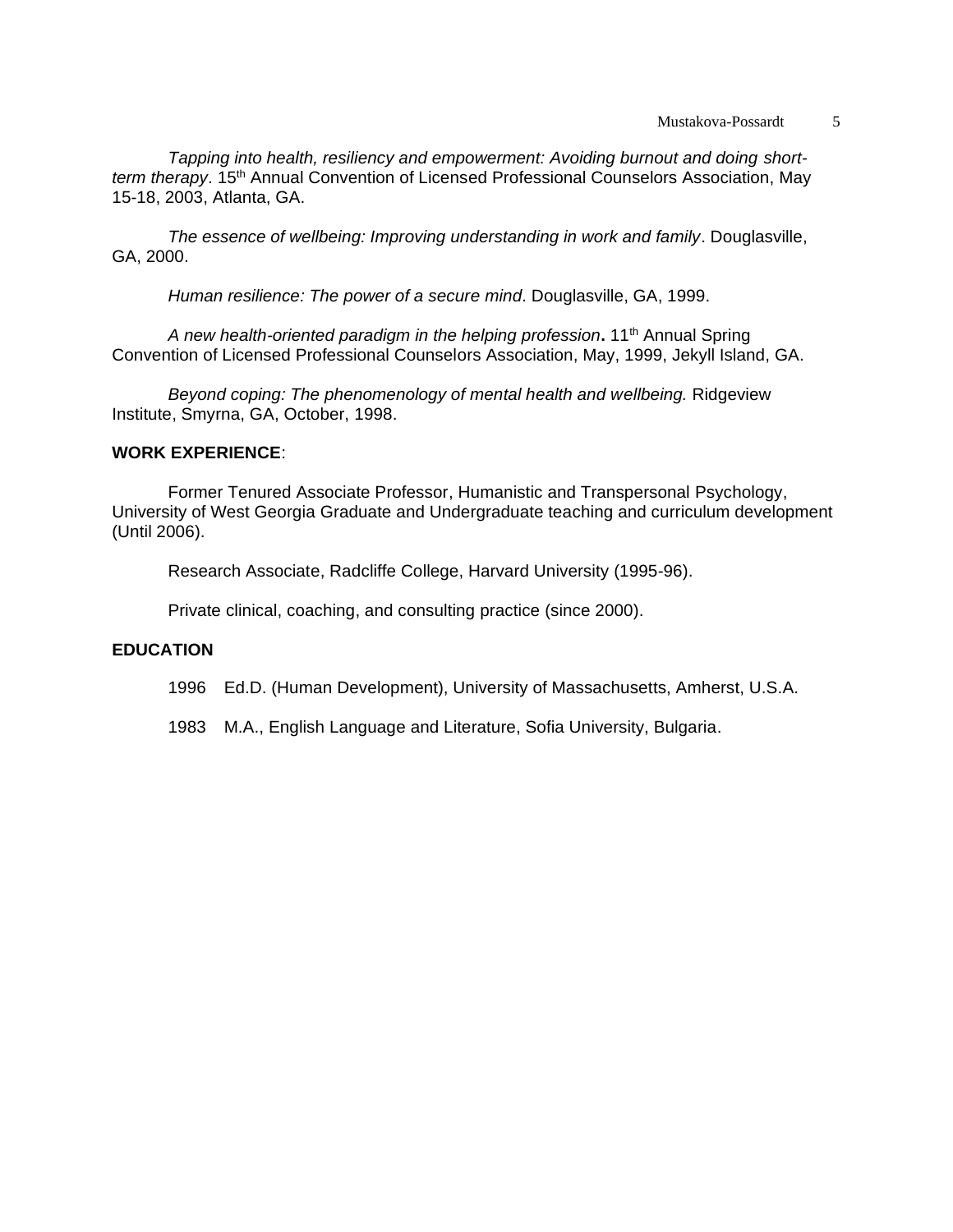*Tapping into health, resiliency and empowerment: Avoiding burnout and doing short-term therapy*. 15th Annual Convention of Licensed Professional Counselors Association, May 15-18, 2003, Atlanta, GA.

*The essence of wellbeing: Improving understanding in work and family*. Douglasville, GA, 2000.

*Human resilience: The power of a secure mind*. Douglasville, GA, 1999.

*A new health-oriented paradigm in the helping profession***.** 11th Annual Spring Convention of Licensed Professional Counselors Association, May, 1999, Jekyll Island, GA.

*Beyond coping: The phenomenology of mental health and wellbeing.* Ridgeview Institute, Smyrna, GA, October, 1998.

**WORK EXPERIENCE**:

Former Tenured Associate Professor, Humanistic and Transpersonal Psychology, University of West Georgia Graduate and Undergraduate teaching and curriculum development (Until 2006).

Research Associate, Radcliffe College, Harvard University (1995-96).

Private clinical, coaching, and consulting practice (since 2000).

**EDUCATION**

1996 Ed.D. (Human Development), University of Massachusetts, Amherst, U.S.A.

1983 M.A., English Language and Literature, Sofia University, Bulgaria.